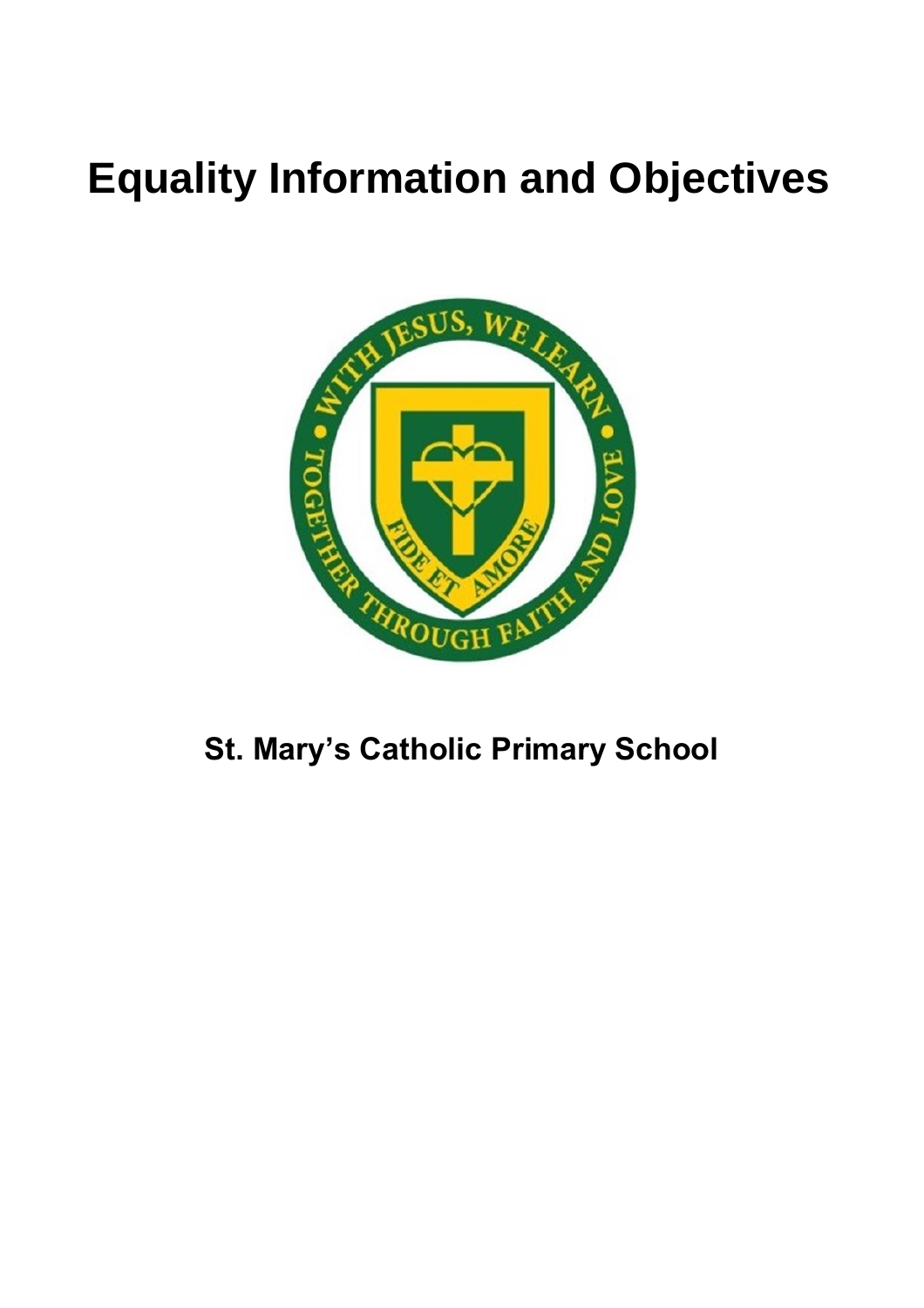# Equality Information and Objectives

## St. Mary's Catholic Primary School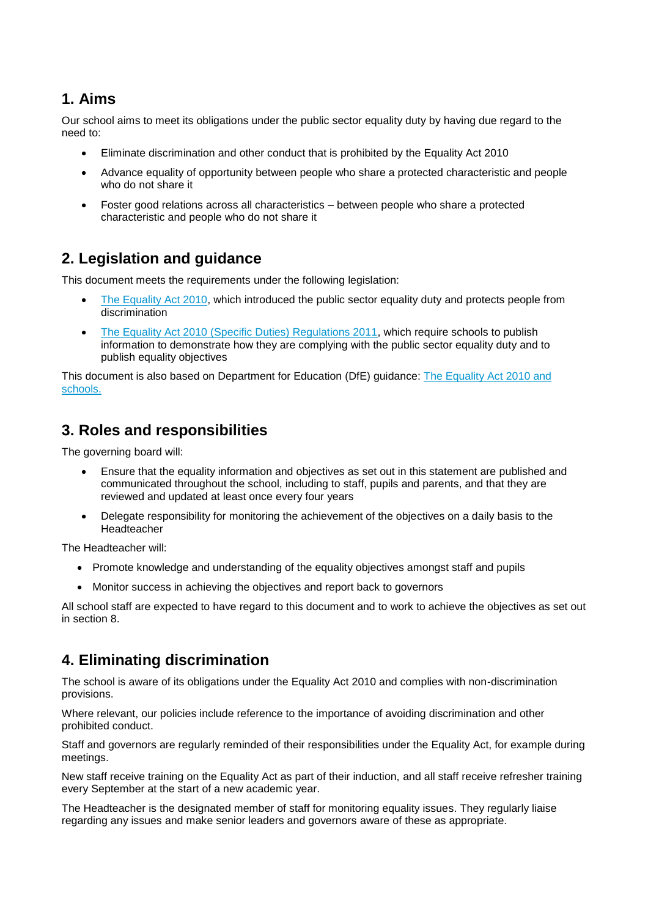## 1. Aims

Our school aims to meet its obligations under the public sector equality duty by having due regard to the need to:

- Eliminate discrimination and other conduct that is prohibited by the Equality Act 2010
- Advance equality of opportunity between people who share a protected characteristic and people who do not share it
- Foster good relations across all characteristics – between people who share a protected characteristic and people who do not share it

## 2. Legislation and guidance

This document meets the requirements under the following legislation:

- The Equality Act 2010, which introduced the public sector equality duty and protects people from discrimination
- The Equality Act 2010 (Specific Duties) Regulations 2011, which require schools to publish information to demonstrate how they are complying with the public sector equality duty and to publish equality objectives

This document is also based on Department for Education (DfE) guidance: The Equality Act 2010 and schools.

## 3. Roles and responsibilities

The governing board will:

- Ensure that the equality information and objectives as set out in this statement are published and communicated throughout the school, including to staff, pupils and parents, and that they are reviewed and updated at least once every four years
- Delegate responsibility for monitoring the achievement of the objectives on a daily basis to the Headteacher

The Headteacher will:

- Promote knowledge and understanding of the equality objectives amongst staff and pupils
- Monitor success in achieving the objectives and report back to governors

All school staff are expected to have regard to this document and to work to achieve the objectives as set out in section 8.

## 4. Eliminating discrimination

The school is aware of its obligations under the Equality Act 2010 and complies with non-discrimination provisions.

Where relevant, our policies include reference to the importance of avoiding discrimination and other prohibited conduct.

Staff and governors are regularly reminded of their responsibilities under the Equality Act, for example during meetings.

New staff receive training on the Equality Act as part of their induction, and all staff receive refresher training every September at the start of a new academic year.

The Headteacher is the designated member of staff for monitoring equality issues. They regularly liaise regarding any issues and make senior leaders and governors aware of these as appropriate.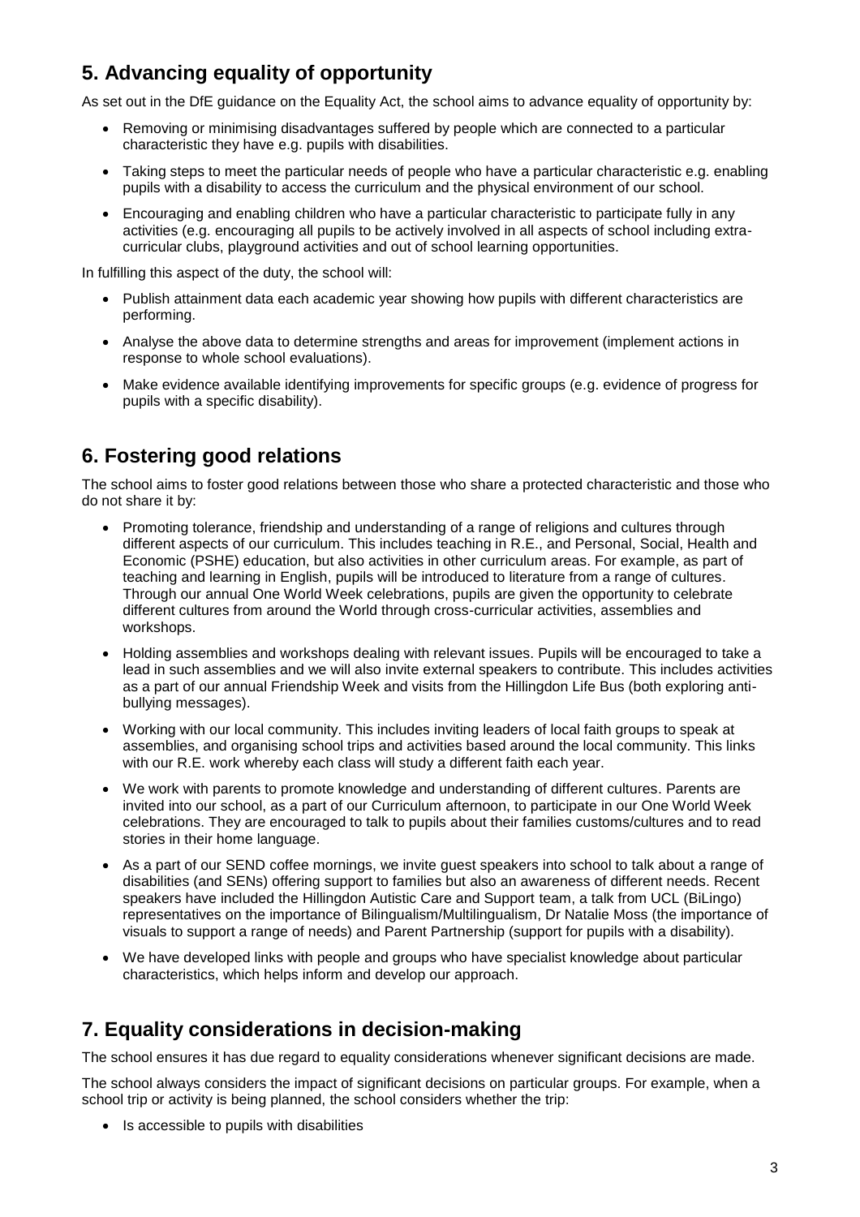## 5. Advancing equality of opportunity

As set out in the DfE guidance on the Equality Act, the school aims to advance equality of opportunity by:

- Removing or minimising disadvantages suffered by people which are connected to a particular characteristic they have e.g. pupils with disabilities.
- Taking steps to meet the particular needs of people who have a particular characteristic e.g. enabling pupils with a disability to access the curriculum and the physical environment of our school.
- Encouraging and enabling children who have a particular characteristic to participate fully in any activities (e.g. encouraging all pupils to be actively involved in all aspects of school including extra-curricular clubs, playground activities and out of school learning opportunities.

In fulfilling this aspect of the duty, the school will:

- Publish attainment data each academic year showing how pupils with different characteristics are performing.
- Analyse the above data to determine strengths and areas for improvement (implement actions in response to whole school evaluations).
- Make evidence available identifying improvements for specific groups (e.g. evidence of progress for pupils with a specific disability).

## 6. Fostering good relations

The school aims to foster good relations between those who share a protected characteristic and those who do not share it by:

- Promoting tolerance, friendship and understanding of a range of religions and cultures through different aspects of our curriculum. This includes teaching in R.E., and Personal, Social, Health and Economic (PSHE) education, but also activities in other curriculum areas. For example, as part of teaching and learning in English, pupils will be introduced to literature from a range of cultures. Through our annual One World Week celebrations, pupils are given the opportunity to celebrate different cultures from around the World through cross-curricular activities, assemblies and workshops.
- Holding assemblies and workshops dealing with relevant issues. Pupils will be encouraged to take a lead in such assemblies and we will also invite external speakers to contribute. This includes activities as a part of our annual Friendship Week and visits from the Hillingdon Life Bus (both exploring anti-bullying messages).
- Working with our local community. This includes inviting leaders of local faith groups to speak at assemblies, and organising school trips and activities based around the local community. This links with our R.E. work whereby each class will study a different faith each year.
- We work with parents to promote knowledge and understanding of different cultures. Parents are invited into our school, as a part of our Curriculum afternoon, to participate in our One World Week celebrations. They are encouraged to talk to pupils about their families customs/cultures and to read stories in their home language.
- As a part of our SEND coffee mornings, we invite guest speakers into school to talk about a range of disabilities (and SENs) offering support to families but also an awareness of different needs. Recent speakers have included the Hillingdon Autistic Care and Support team, a talk from UCL (BiLingo) representatives on the importance of Bilingualism/Multilingualism, Dr Natalie Moss (the importance of visuals to support a range of needs) and Parent Partnership (support for pupils with a disability).
- We have developed links with people and groups who have specialist knowledge about particular characteristics, which helps inform and develop our approach.

## 7. Equality considerations in decision-making

The school ensures it has due regard to equality considerations whenever significant decisions are made.

The school always considers the impact of significant decisions on particular groups. For example, when a school trip or activity is being planned, the school considers whether the trip:

- Is accessible to pupils with disabilities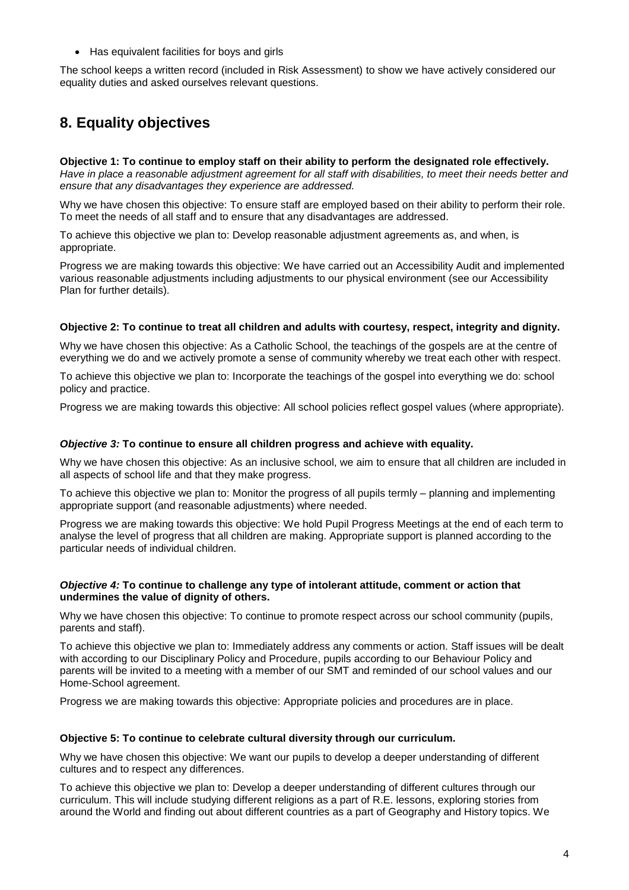- Has equivalent facilities for boys and girls

The school keeps a written record (included in Risk Assessment) to show we have actively considered our equality duties and asked ourselves relevant questions.

## 8. Equality objectives

**Objective 1: To continue to employ staff on their ability to perform the designated role effectively.**
*Have in place a reasonable adjustment agreement for all staff with disabilities, to meet their needs better and ensure that any disadvantages they experience are addressed.*

Why we have chosen this objective: To ensure staff are employed based on their ability to perform their role. To meet the needs of all staff and to ensure that any disadvantages are addressed.

To achieve this objective we plan to: Develop reasonable adjustment agreements as, and when, is appropriate.

Progress we are making towards this objective: We have carried out an Accessibility Audit and implemented various reasonable adjustments including adjustments to our physical environment (see our Accessibility Plan for further details).

**Objective 2: To continue to treat all children and adults with courtesy, respect, integrity and dignity.**

Why we have chosen this objective: As a Catholic School, the teachings of the gospels are at the centre of everything we do and we actively promote a sense of community whereby we treat each other with respect.

To achieve this objective we plan to: Incorporate the teachings of the gospel into everything we do: school policy and practice.

Progress we are making towards this objective: All school policies reflect gospel values (where appropriate).

***Objective 3:*** **To continue to ensure all children progress and achieve with equality.**

Why we have chosen this objective: As an inclusive school, we aim to ensure that all children are included in all aspects of school life and that they make progress.

To achieve this objective we plan to: Monitor the progress of all pupils termly – planning and implementing appropriate support (and reasonable adjustments) where needed.

Progress we are making towards this objective: We hold Pupil Progress Meetings at the end of each term to analyse the level of progress that all children are making. Appropriate support is planned according to the particular needs of individual children.

***Objective 4:*** **To continue to challenge any type of intolerant attitude, comment or action that undermines the value of dignity of others.**

Why we have chosen this objective: To continue to promote respect across our school community (pupils, parents and staff).

To achieve this objective we plan to: Immediately address any comments or action. Staff issues will be dealt with according to our Disciplinary Policy and Procedure, pupils according to our Behaviour Policy and parents will be invited to a meeting with a member of our SMT and reminded of our school values and our Home-School agreement.

Progress we are making towards this objective: Appropriate policies and procedures are in place.

**Objective 5: To continue to celebrate cultural diversity through our curriculum.**

Why we have chosen this objective: We want our pupils to develop a deeper understanding of different cultures and to respect any differences.

To achieve this objective we plan to: Develop a deeper understanding of different cultures through our curriculum. This will include studying different religions as a part of R.E. lessons, exploring stories from around the World and finding out about different countries as a part of Geography and History topics. We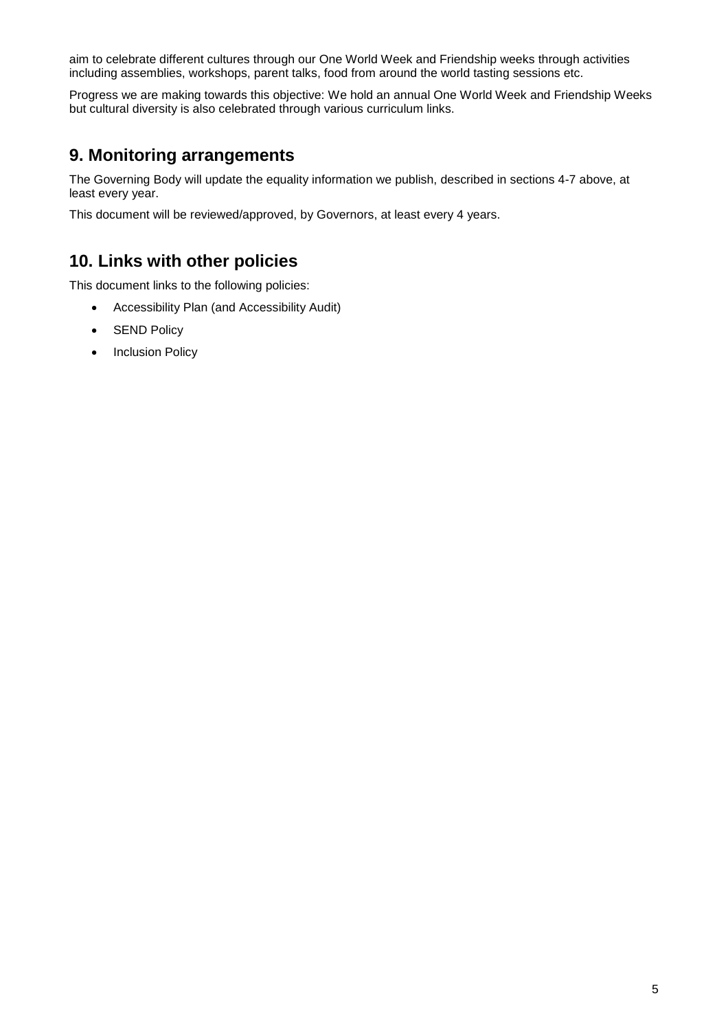aim to celebrate different cultures through our One World Week and Friendship weeks through activities including assemblies, workshops, parent talks, food from around the world tasting sessions etc.

Progress we are making towards this objective: We hold an annual One World Week and Friendship Weeks but cultural diversity is also celebrated through various curriculum links.

## 9. Monitoring arrangements

The Governing Body will update the equality information we publish, described in sections 4-7 above, at least every year.

This document will be reviewed/approved, by Governors, at least every 4 years.

## 10. Links with other policies

This document links to the following policies:

- Accessibility Plan (and Accessibility Audit)
- SEND Policy
- Inclusion Policy